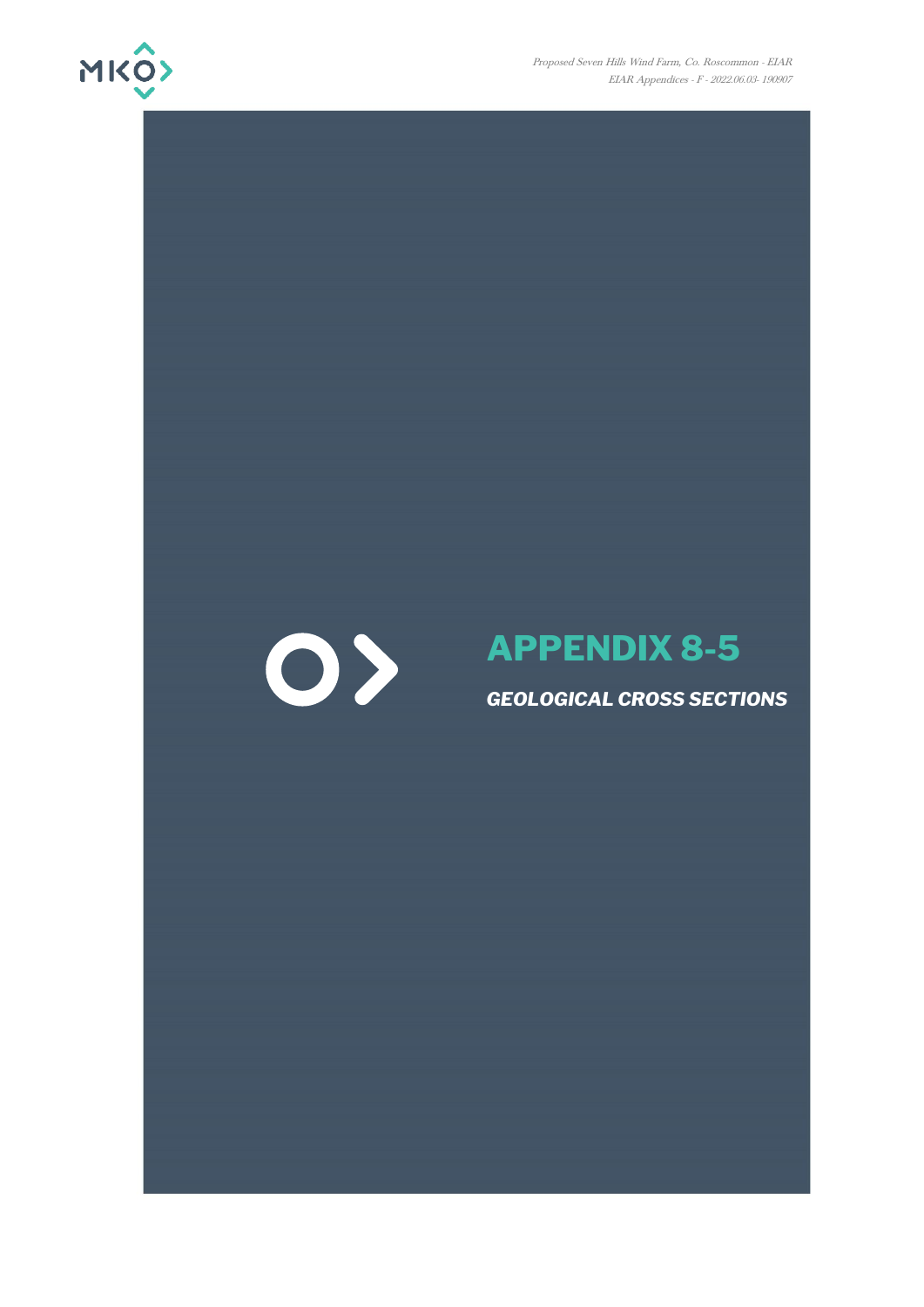# APPENDIX 8-5

***GEOLOGICAL CROSS SECTIONS***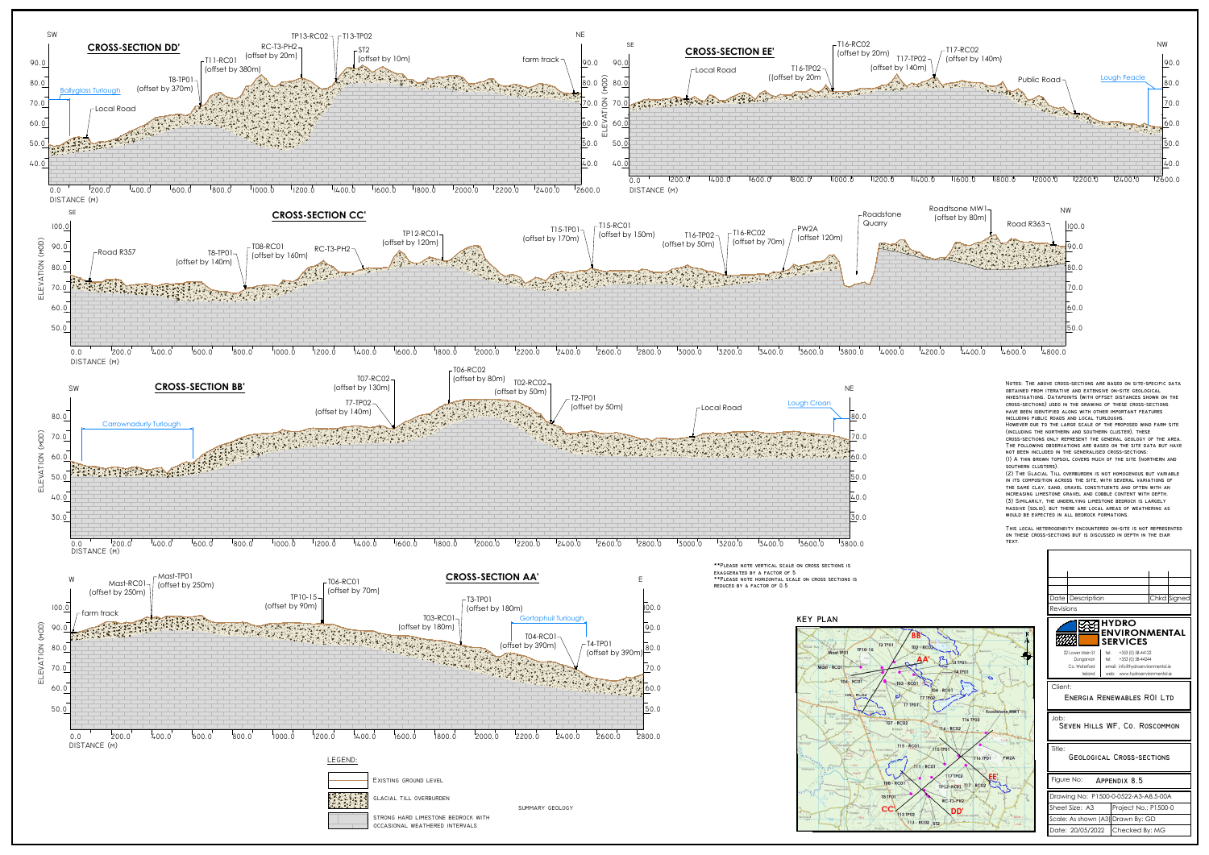## CROSS-SECTION DD'

SW
NE

Ballyglass Turlough
Local Road
T8-TP01 (offset by 370m)
T11-RC01 (offset by 380m)
RC-T3-PH2 (offset by 20m)
TP13-RC02
T13-TP02
ST2 (offset by 10m)
farm track

ELEVATION (MOD)
90.0
80.0
70.0
60.0
50.0
40.0

0.0 200.0 400.0 600.0 800.0 1000.0 1200.0 1400.0 1600.0 1800.0 2000.0 2200.0 2400.0 2600.0
DISTANCE (M)

## CROSS-SECTION EE'

SE
NW

Local Road
T16-TP02 ((offset by 20m
T16-RC02 (offset by 20m)
T17-TP02 (offset by 140m)
T17-RC02 (offset by 140m)
Public Road
Lough Feacle

ELEVATION (MOD)
90.0
80.0
70.0
60.0
50.0
40.0

0.0 200.0 400.0 600.0 800.0 1000.0 1200.0 1400.0 1600.0 1800.0 2000.0 2200.0 2400.0 2600.0
DISTANCE (M)

## CROSS-SECTION CC'

SE
NW

Road R357
T8-TP01 (offset by 140m)
T08-RC01 (offset by 160m)
RC-T3-PH2
TP12-RC01 (offset by 120m)
T15-TP01 (offset by 170m)
T15-RC01 (offset by 150m)
T16-TP02 (offset by 50m)
T16-RC02 (offset by 70m)
PW2A (offset 120m)
Roadstone Quarry
Roadtsone MW1 (offset by 80m)
Road R363

ELEVATION (MOD)
100.0
90.0
80.0
70.0
60.0
50.0

0.0 200.0 400.0 600.0 800.0 1000.0 1200.0 1400.0 1600.0 1800.0 2000.0 2200.0 2400.0 2600.0 2800.0 3000.0 3200.0 3400.0 3600.0 3800.0 4000.0 4200.0 4400.0 4600.0 4800.0
DISTANCE (M)

## CROSS-SECTION BB'

SW
NE

Carrownadurly Turlough
T7-TP02 (offset by 140m)
T07-RC02 (offset by 130m)
T06-RC02 (offset by 80m)
T02-RC02 (offset by 50m)
T2-TP01 (offset by 50m)
Local Road
Lough Croan

ELEVATION (MOD)
80.0
70.0
60.0
50.0
40.0
30.0

0.0 200.0 400.0 600.0 800.0 1000.0 1200.0 1400.0 1600.0 1800.0 2000.0 2200.0 2400.0 2600.0 2800.0 3000.0 3200.0 3400.0 3600.0 3800.0
DISTANCE (M)

## CROSS-SECTION AA'

W
E

farm track
Mast-RC01 (offset by 250m)
Mast-TP01 (offset by 250m)
TP10-15 (offset by 90m)
T06-RC01 (offset by 70m)
T03-RC01 (offset by 180m)
T3-TP01 (offset by 180m)
Gortaphuil Turlough
T04-RC01 (offset by 390m)
T4-TP01 (offset by 390m)

ELEVATION (MOD)
100.0
90.0
80.0
70.0
60.0
50.0

0.0 200.0 400.0 600.0 800.0 1000.0 1200.0 1400.0 1600.0 1800.0 2000.0 2200.0 2400.0 2600.0 2800.0
DISTANCE (M)

**Please note vertical scale on cross sections is exaggerated by a factor of 5
**Please note horizontal scale on cross sections is reduced by a factor of 0.5

NOTES: The above cross-sections are based on site-specific data obtained from iterative and extensive on-site geological investigations. Datapoints (with offset distances shown on the cross-sections) used in the drawing of these cross-sections have been identified along with other important features including public roads and local turloughs.
However due to the large scale of the proposed wind farm site (including the northern and southern cluster), these cross-sections only represent the general geology of the area. The following observations are based on the site data but have not been included in the generalised cross-sections:
(1) A thin brown topsoil covers much of the site (northern and southern clusters).
(2) The Glacial Till overburden is not homogenous but variable in its composition across the site, with several variations of the same clay, sand, gravel constituents and often with an increasing limestone gravel and cobble content with depth.
(3) Similarily, the underlying limestone bedrock is largely massive (solid), but there are local areas of weathering as would be expected in all bedrock formations.

This local heterogeneity encountered on-site is not represented on these cross-sections but is discussed in depth in the EIAR text.

### KEY PLAN

BB
AA'
CC'
DD'
EE'
Mast TP01
Mast - RC01
TP10-15
T2 TP01
T02 - RC02
T3 TP01
T4 TP01
T06 - RC01
T03 - RC01
T04 - RC01
T7 TP02
T7 TP01
T07 - RC02
T16 TP02
T16 - RC02
Roadstone MW1
T15 TP01
T15 - RC01
T11 - RC01
T16 TP01
PW2A
T17 TP02
T17 - RC02
TP12-RC01
T08 - RC01
T8 TP01
RC-T3-PH2
T13 TP02
T13 - RC02
ST2

### LEGEND:

- Existing ground level
- Glacial till overburden
- Strong hard limestone bedrock with occasional weathered intervals

Summary Geology

| Date | Description | Chkd | Signed |
|---|---|---|---|

Revisions

HYDRO ENVIRONMENTAL SERVICES
22 Lower Main St, Dungarvan, Co. Waterford, Ireland
tel: +353 (0) 58-44122
fax: +353 (0) 58-44244
email: info@hydroenvironmental.ie
web: www.hydroenvironmental.ie

Client: Energia Renewables ROI Ltd

Job: Seven Hills WF, Co. Roscommon

Title: Geological Cross-sections

Figure No: Appendix 8.5

| | |
|---|---|
| Drawing No: P1500-0-0522-A3-A8.5-00A | |
| Sheet Size: A3 | Project No.: P1500 |
| Scale: As shown (A3) | Drawn By: GD |
| Date: 20/05/2022 | Checked By: MG |